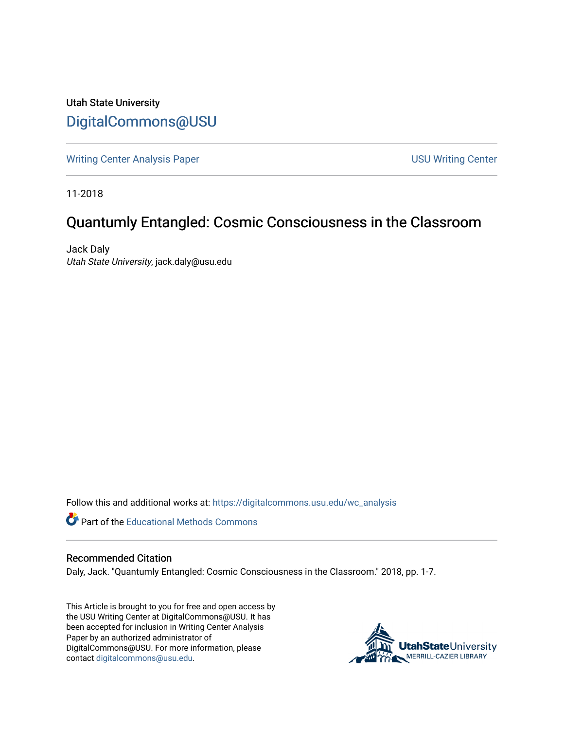Utah State University

# DigitalCommons@USU

Writing Center Analysis Paper | USU Writing Center

11-2018

## Quantumly Entangled: Cosmic Consciousness in the Classroom

Jack Daly
*Utah State University*, jack.daly@usu.edu

Follow this and additional works at: https://digitalcommons.usu.edu/wc_analysis

Part of the Educational Methods Commons

### Recommended Citation

Daly, Jack. "Quantumly Entangled: Cosmic Consciousness in the Classroom." 2018, pp. 1-7.

This Article is brought to you for free and open access by the USU Writing Center at DigitalCommons@USU. It has been accepted for inclusion in Writing Center Analysis Paper by an authorized administrator of DigitalCommons@USU. For more information, please contact digitalcommons@usu.edu.

UtahStateUniversity
MERRILL-CAZIER LIBRARY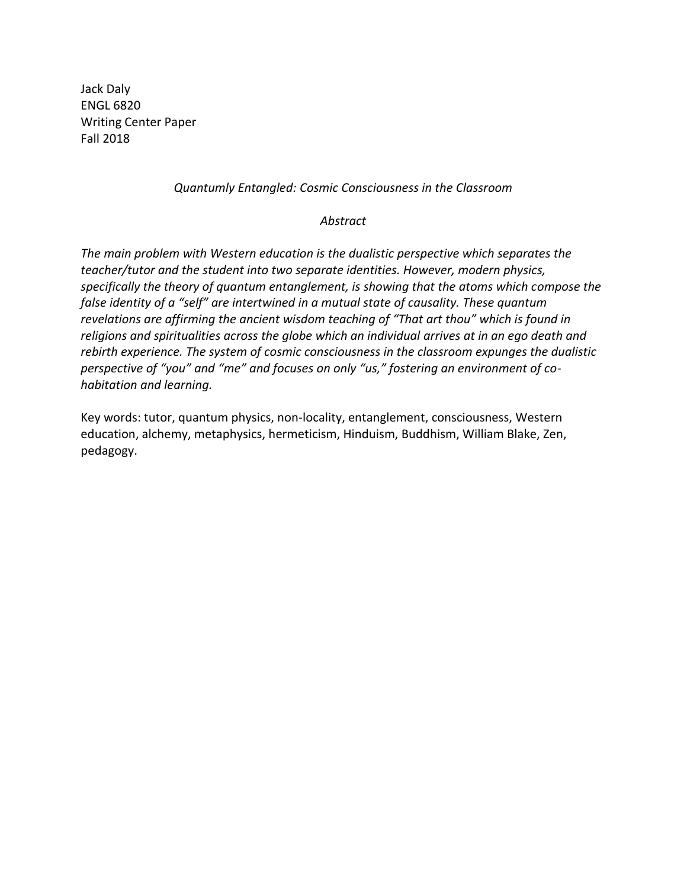Jack Daly
ENGL 6820
Writing Center Paper
Fall 2018

*Quantumly Entangled: Cosmic Consciousness in the Classroom*

*Abstract*

*The main problem with Western education is the dualistic perspective which separates the teacher/tutor and the student into two separate identities. However, modern physics, specifically the theory of quantum entanglement, is showing that the atoms which compose the false identity of a "self" are intertwined in a mutual state of causality. These quantum revelations are affirming the ancient wisdom teaching of "That art thou" which is found in religions and spiritualities across the globe which an individual arrives at in an ego death and rebirth experience. The system of cosmic consciousness in the classroom expunges the dualistic perspective of "you" and "me" and focuses on only "us," fostering an environment of co-habitation and learning.*

Key words: tutor, quantum physics, non-locality, entanglement, consciousness, Western education, alchemy, metaphysics, hermeticism, Hinduism, Buddhism, William Blake, Zen, pedagogy.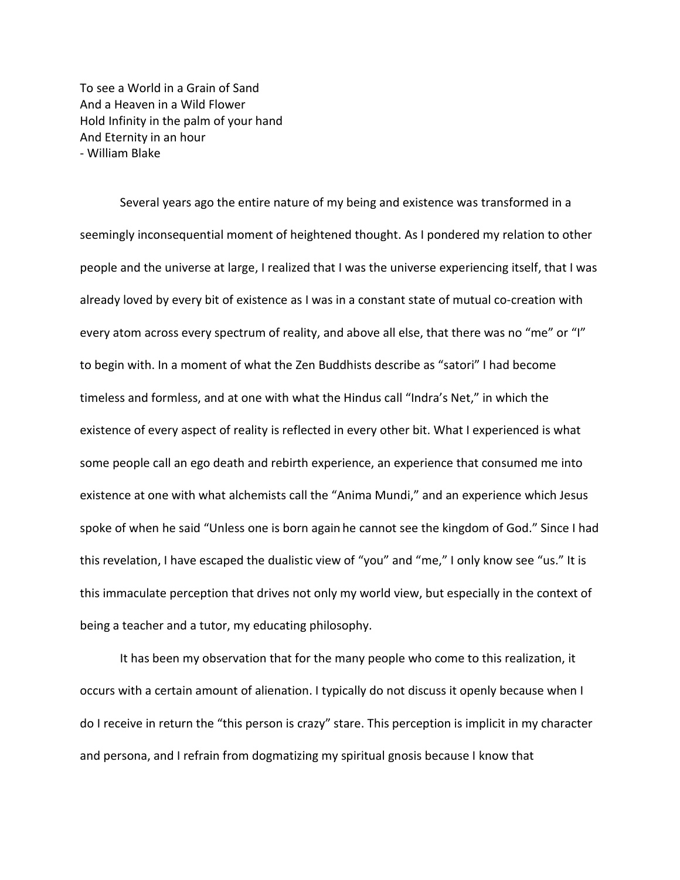To see a World in a Grain of Sand
And a Heaven in a Wild Flower
Hold Infinity in the palm of your hand
And Eternity in an hour
- William Blake

Several years ago the entire nature of my being and existence was transformed in a seemingly inconsequential moment of heightened thought. As I pondered my relation to other people and the universe at large, I realized that I was the universe experiencing itself, that I was already loved by every bit of existence as I was in a constant state of mutual co-creation with every atom across every spectrum of reality, and above all else, that there was no "me" or "I" to begin with. In a moment of what the Zen Buddhists describe as "satori" I had become timeless and formless, and at one with what the Hindus call "Indra's Net," in which the existence of every aspect of reality is reflected in every other bit. What I experienced is what some people call an ego death and rebirth experience, an experience that consumed me into existence at one with what alchemists call the "Anima Mundi," and an experience which Jesus spoke of when he said "Unless one is born again he cannot see the kingdom of God." Since I had this revelation, I have escaped the dualistic view of "you" and "me," I only know see "us." It is this immaculate perception that drives not only my world view, but especially in the context of being a teacher and a tutor, my educating philosophy.

It has been my observation that for the many people who come to this realization, it occurs with a certain amount of alienation. I typically do not discuss it openly because when I do I receive in return the "this person is crazy" stare. This perception is implicit in my character and persona, and I refrain from dogmatizing my spiritual gnosis because I know that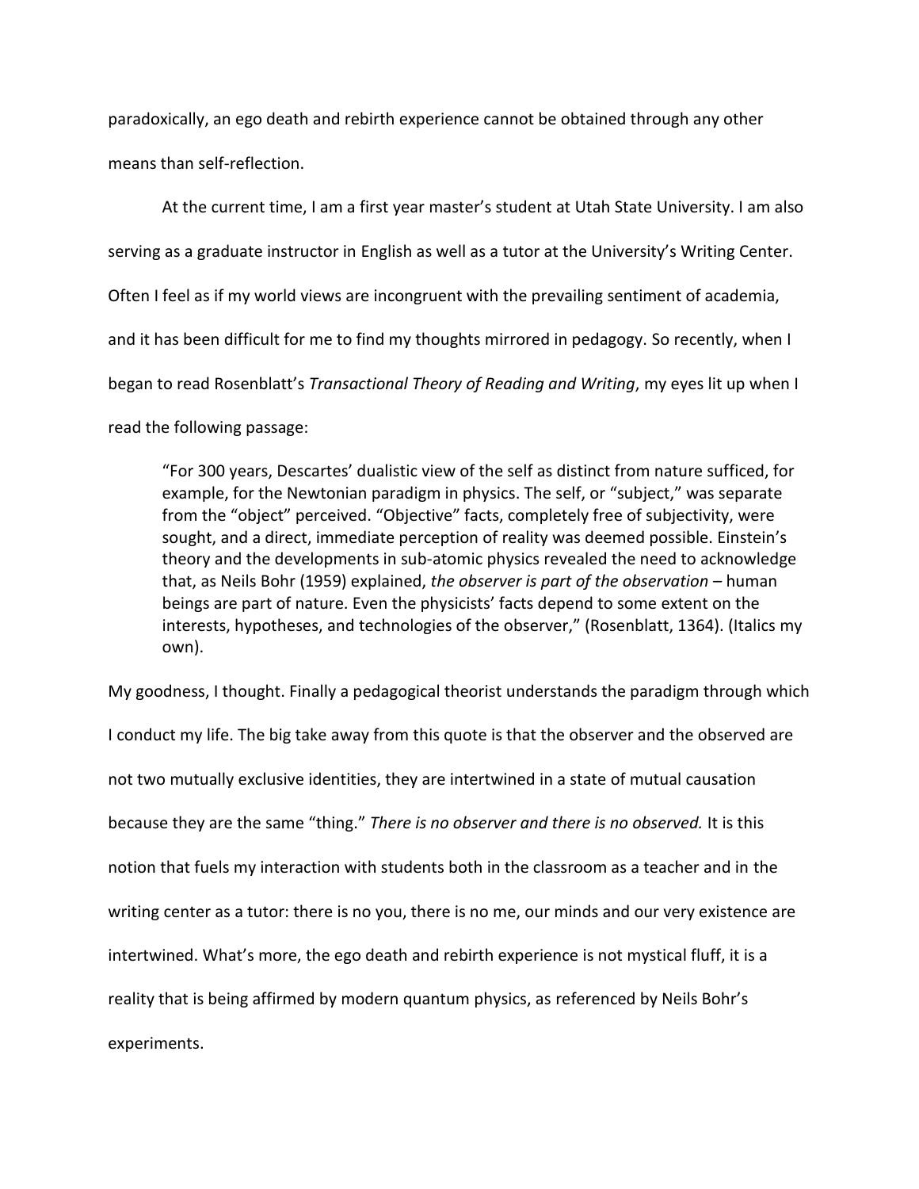paradoxically, an ego death and rebirth experience cannot be obtained through any other means than self-reflection.

At the current time, I am a first year master's student at Utah State University. I am also serving as a graduate instructor in English as well as a tutor at the University's Writing Center. Often I feel as if my world views are incongruent with the prevailing sentiment of academia, and it has been difficult for me to find my thoughts mirrored in pedagogy. So recently, when I began to read Rosenblatt's *Transactional Theory of Reading and Writing*, my eyes lit up when I read the following passage:

> "For 300 years, Descartes' dualistic view of the self as distinct from nature sufficed, for example, for the Newtonian paradigm in physics. The self, or "subject," was separate from the "object" perceived. "Objective" facts, completely free of subjectivity, were sought, and a direct, immediate perception of reality was deemed possible. Einstein's theory and the developments in sub-atomic physics revealed the need to acknowledge that, as Neils Bohr (1959) explained, *the observer is part of the observation* – human beings are part of nature. Even the physicists' facts depend to some extent on the interests, hypotheses, and technologies of the observer," (Rosenblatt, 1364). (Italics my own).

My goodness, I thought. Finally a pedagogical theorist understands the paradigm through which I conduct my life. The big take away from this quote is that the observer and the observed are not two mutually exclusive identities, they are intertwined in a state of mutual causation because they are the same "thing." *There is no observer and there is no observed.* It is this notion that fuels my interaction with students both in the classroom as a teacher and in the writing center as a tutor: there is no you, there is no me, our minds and our very existence are intertwined. What's more, the ego death and rebirth experience is not mystical fluff, it is a reality that is being affirmed by modern quantum physics, as referenced by Neils Bohr's experiments.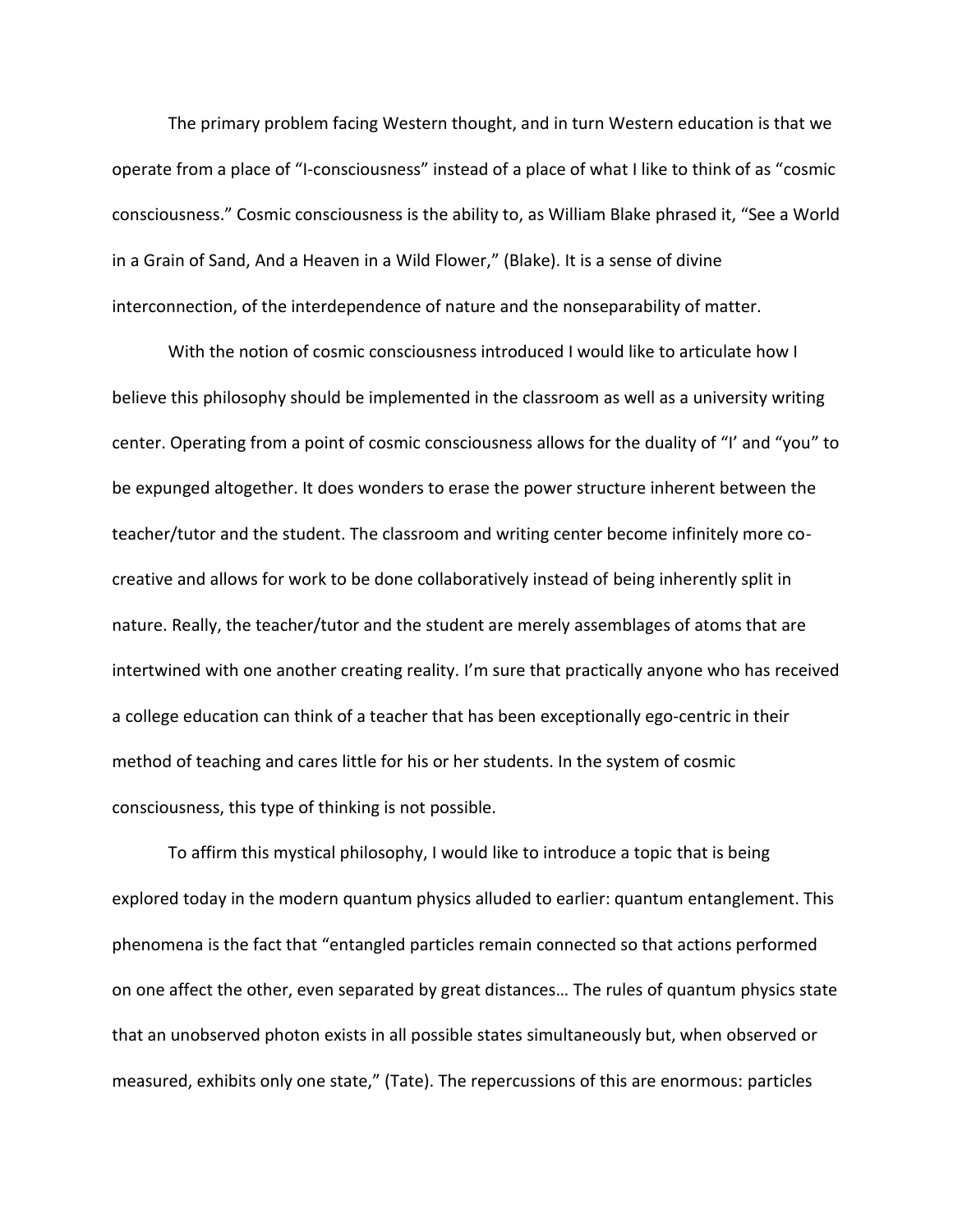The primary problem facing Western thought, and in turn Western education is that we operate from a place of "I-consciousness" instead of a place of what I like to think of as "cosmic consciousness." Cosmic consciousness is the ability to, as William Blake phrased it, "See a World in a Grain of Sand, And a Heaven in a Wild Flower," (Blake). It is a sense of divine interconnection, of the interdependence of nature and the nonseparability of matter.

With the notion of cosmic consciousness introduced I would like to articulate how I believe this philosophy should be implemented in the classroom as well as a university writing center. Operating from a point of cosmic consciousness allows for the duality of "I' and "you" to be expunged altogether. It does wonders to erase the power structure inherent between the teacher/tutor and the student. The classroom and writing center become infinitely more co-creative and allows for work to be done collaboratively instead of being inherently split in nature. Really, the teacher/tutor and the student are merely assemblages of atoms that are intertwined with one another creating reality. I'm sure that practically anyone who has received a college education can think of a teacher that has been exceptionally ego-centric in their method of teaching and cares little for his or her students. In the system of cosmic consciousness, this type of thinking is not possible.

To affirm this mystical philosophy, I would like to introduce a topic that is being explored today in the modern quantum physics alluded to earlier: quantum entanglement. This phenomena is the fact that "entangled particles remain connected so that actions performed on one affect the other, even separated by great distances… The rules of quantum physics state that an unobserved photon exists in all possible states simultaneously but, when observed or measured, exhibits only one state," (Tate). The repercussions of this are enormous: particles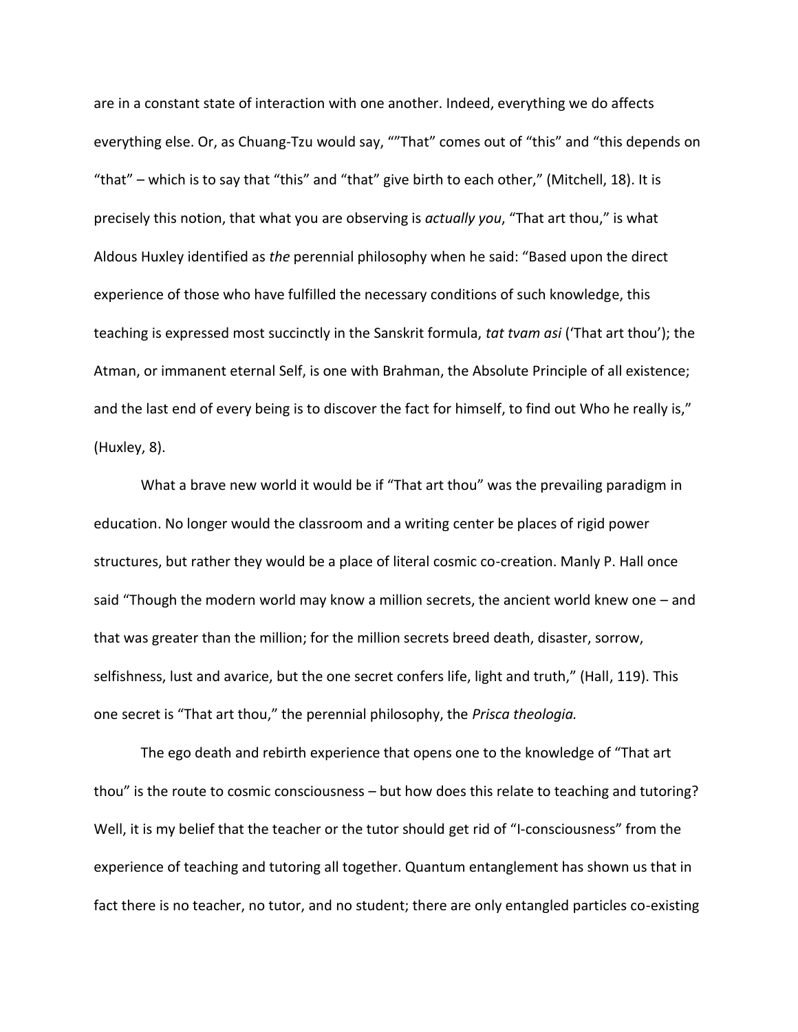are in a constant state of interaction with one another. Indeed, everything we do affects everything else. Or, as Chuang-Tzu would say, ""That" comes out of "this" and "this depends on "that" – which is to say that "this" and "that" give birth to each other," (Mitchell, 18). It is precisely this notion, that what you are observing is *actually you*, "That art thou," is what Aldous Huxley identified as *the* perennial philosophy when he said: "Based upon the direct experience of those who have fulfilled the necessary conditions of such knowledge, this teaching is expressed most succinctly in the Sanskrit formula, *tat tvam asi* ('That art thou'); the Atman, or immanent eternal Self, is one with Brahman, the Absolute Principle of all existence; and the last end of every being is to discover the fact for himself, to find out Who he really is," (Huxley, 8).

What a brave new world it would be if "That art thou" was the prevailing paradigm in education. No longer would the classroom and a writing center be places of rigid power structures, but rather they would be a place of literal cosmic co-creation. Manly P. Hall once said "Though the modern world may know a million secrets, the ancient world knew one – and that was greater than the million; for the million secrets breed death, disaster, sorrow, selfishness, lust and avarice, but the one secret confers life, light and truth," (Hall, 119). This one secret is "That art thou," the perennial philosophy, the *Prisca theologia.*

The ego death and rebirth experience that opens one to the knowledge of "That art thou" is the route to cosmic consciousness – but how does this relate to teaching and tutoring? Well, it is my belief that the teacher or the tutor should get rid of "I-consciousness" from the experience of teaching and tutoring all together. Quantum entanglement has shown us that in fact there is no teacher, no tutor, and no student; there are only entangled particles co-existing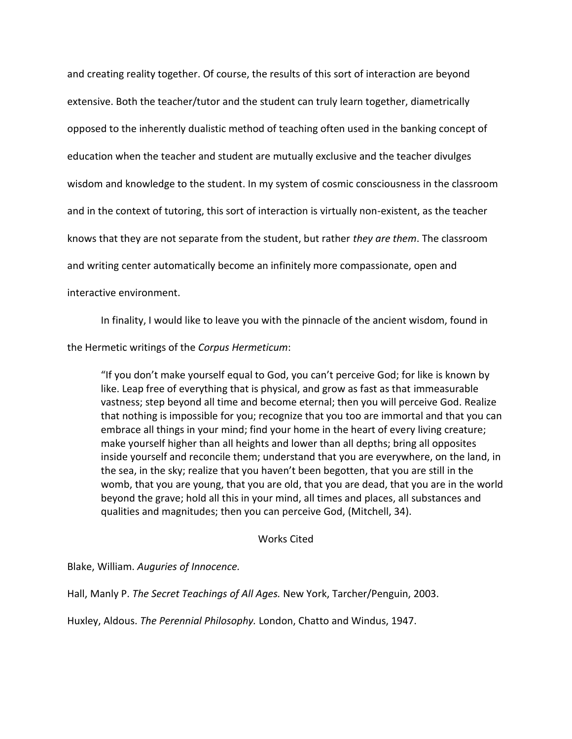and creating reality together. Of course, the results of this sort of interaction are beyond extensive. Both the teacher/tutor and the student can truly learn together, diametrically opposed to the inherently dualistic method of teaching often used in the banking concept of education when the teacher and student are mutually exclusive and the teacher divulges wisdom and knowledge to the student. In my system of cosmic consciousness in the classroom and in the context of tutoring, this sort of interaction is virtually non-existent, as the teacher knows that they are not separate from the student, but rather *they are them*. The classroom and writing center automatically become an infinitely more compassionate, open and interactive environment.

In finality, I would like to leave you with the pinnacle of the ancient wisdom, found in the Hermetic writings of the *Corpus Hermeticum*:

> "If you don't make yourself equal to God, you can't perceive God; for like is known by like. Leap free of everything that is physical, and grow as fast as that immeasurable vastness; step beyond all time and become eternal; then you will perceive God. Realize that nothing is impossible for you; recognize that you too are immortal and that you can embrace all things in your mind; find your home in the heart of every living creature; make yourself higher than all heights and lower than all depths; bring all opposites inside yourself and reconcile them; understand that you are everywhere, on the land, in the sea, in the sky; realize that you haven't been begotten, that you are still in the womb, that you are young, that you are old, that you are dead, that you are in the world beyond the grave; hold all this in your mind, all times and places, all substances and qualities and magnitudes; then you can perceive God, (Mitchell, 34).

## Works Cited

Blake, William. *Auguries of Innocence.*

Hall, Manly P. *The Secret Teachings of All Ages.* New York, Tarcher/Penguin, 2003.

Huxley, Aldous. *The Perennial Philosophy.* London, Chatto and Windus, 1947.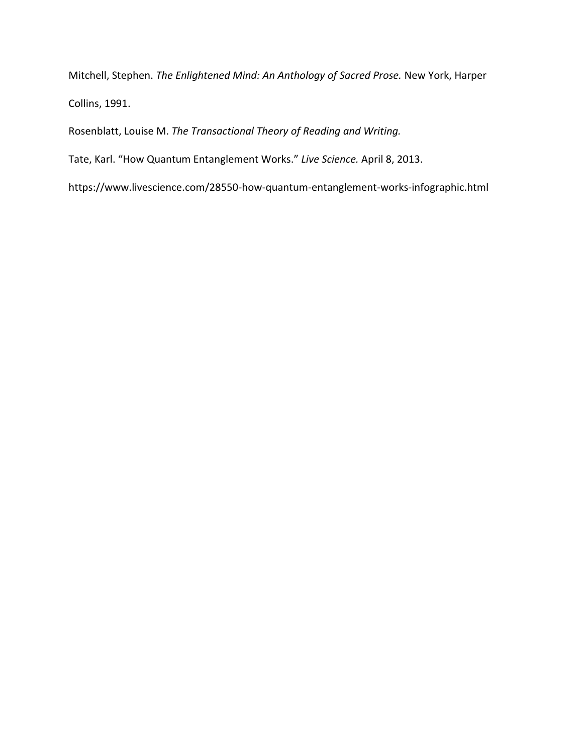Mitchell, Stephen. *The Enlightened Mind: An Anthology of Sacred Prose.* New York, Harper Collins, 1991.

Rosenblatt, Louise M. *The Transactional Theory of Reading and Writing.*

Tate, Karl. "How Quantum Entanglement Works." *Live Science.* April 8, 2013. https://www.livescience.com/28550-how-quantum-entanglement-works-infographic.html